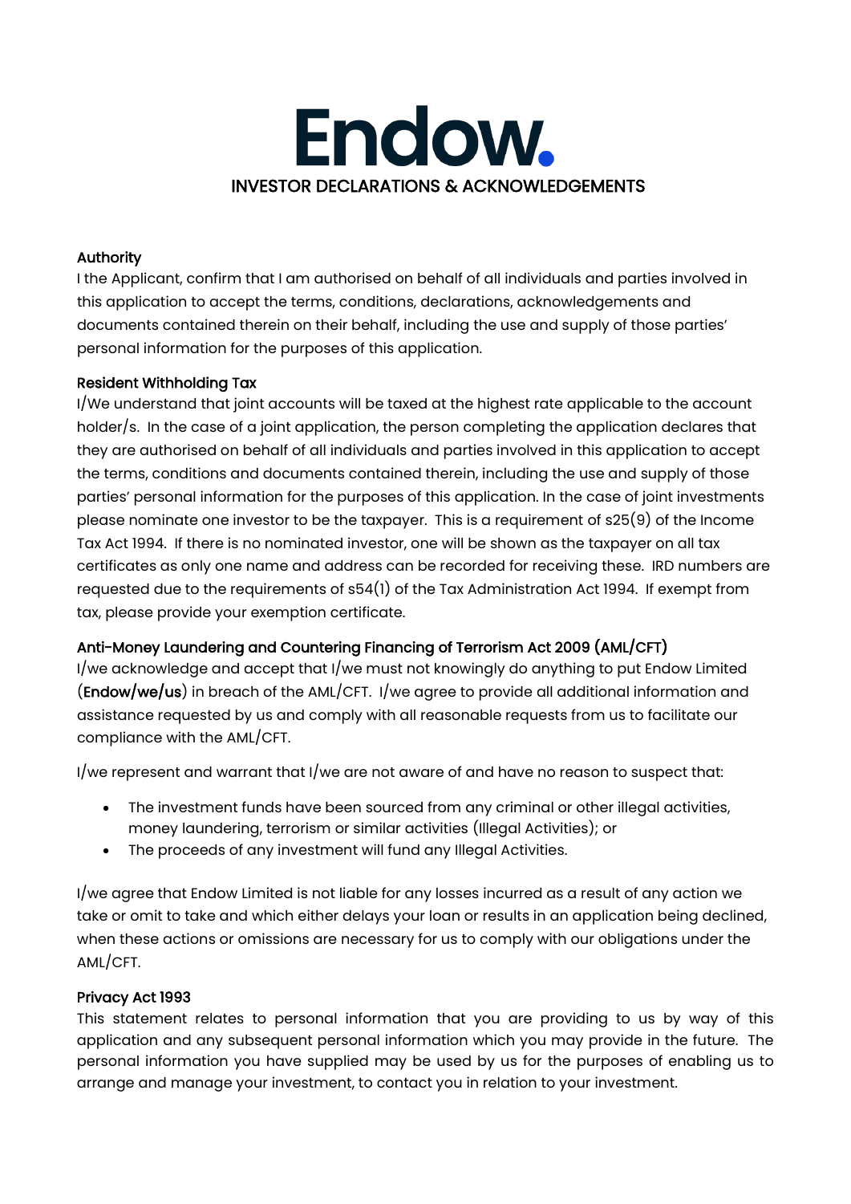# Endow.

## INVESTOR DECLARATIONS & ACKNOWLEDGEMENTS

### Authority

I the Applicant, confirm that I am authorised on behalf of all individuals and parties involved in this application to accept the terms, conditions, declarations, acknowledgements and documents contained therein on their behalf, including the use and supply of those parties' personal information for the purposes of this application.

### Resident Withholding Tax

I/We understand that joint accounts will be taxed at the highest rate applicable to the account holder/s. In the case of a joint application, the person completing the application declares that they are authorised on behalf of all individuals and parties involved in this application to accept the terms, conditions and documents contained therein, including the use and supply of those parties' personal information for the purposes of this application. In the case of joint investments please nominate one investor to be the taxpayer. This is a requirement of s25(9) of the Income Tax Act 1994. If there is no nominated investor, one will be shown as the taxpayer on all tax certificates as only one name and address can be recorded for receiving these. IRD numbers are requested due to the requirements of s54(1) of the Tax Administration Act 1994. If exempt from tax, please provide your exemption certificate.

### Anti-Money Laundering and Countering Financing of Terrorism Act 2009 (AML/CFT)

I/we acknowledge and accept that I/we must not knowingly do anything to put Endow Limited (**Endow/we/us**) in breach of the AML/CFT. I/we agree to provide all additional information and assistance requested by us and comply with all reasonable requests from us to facilitate our compliance with the AML/CFT.

I/we represent and warrant that I/we are not aware of and have no reason to suspect that:

- The investment funds have been sourced from any criminal or other illegal activities, money laundering, terrorism or similar activities (Illegal Activities); or
- The proceeds of any investment will fund any Illegal Activities.

I/we agree that Endow Limited is not liable for any losses incurred as a result of any action we take or omit to take and which either delays your loan or results in an application being declined, when these actions or omissions are necessary for us to comply with our obligations under the AML/CFT.

### Privacy Act 1993

This statement relates to personal information that you are providing to us by way of this application and any subsequent personal information which you may provide in the future. The personal information you have supplied may be used by us for the purposes of enabling us to arrange and manage your investment, to contact you in relation to your investment.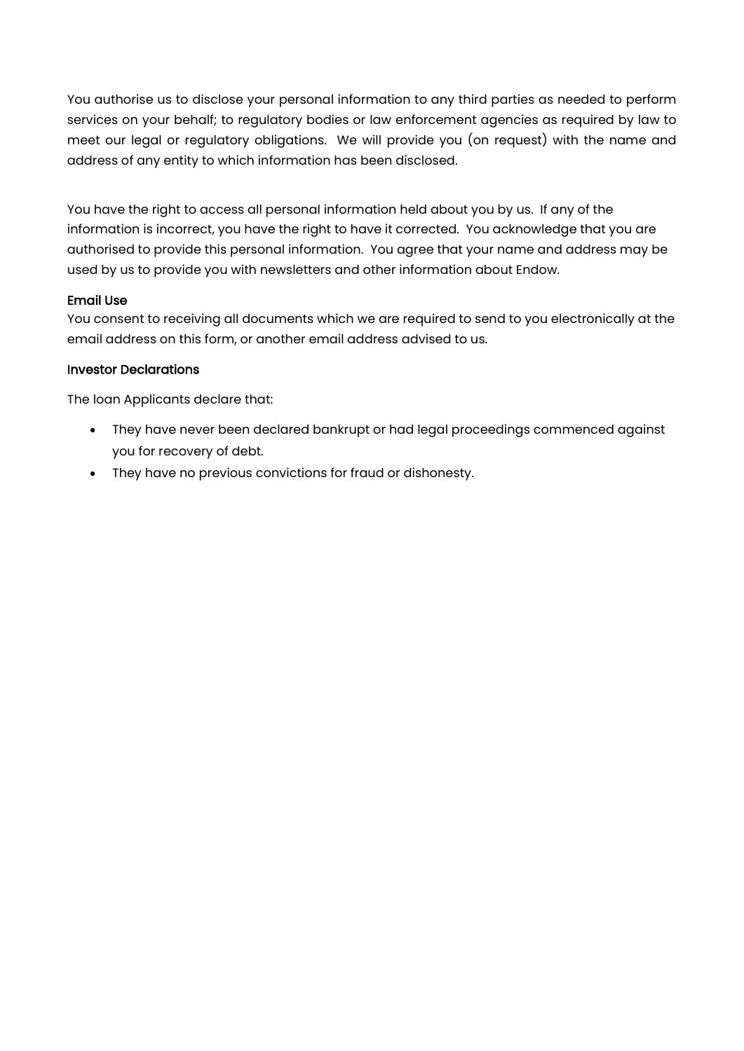You authorise us to disclose your personal information to any third parties as needed to perform services on your behalf; to regulatory bodies or law enforcement agencies as required by law to meet our legal or regulatory obligations. We will provide you (on request) with the name and address of any entity to which information has been disclosed.

You have the right to access all personal information held about you by us. If any of the information is incorrect, you have the right to have it corrected. You acknowledge that you are authorised to provide this personal information. You agree that your name and address may be used by us to provide you with newsletters and other information about Endow.

### Email Use

You consent to receiving all documents which we are required to send to you electronically at the email address on this form, or another email address advised to us.

### Investor Declarations

The loan Applicants declare that:

- They have never been declared bankrupt or had legal proceedings commenced against you for recovery of debt.
- They have no previous convictions for fraud or dishonesty.